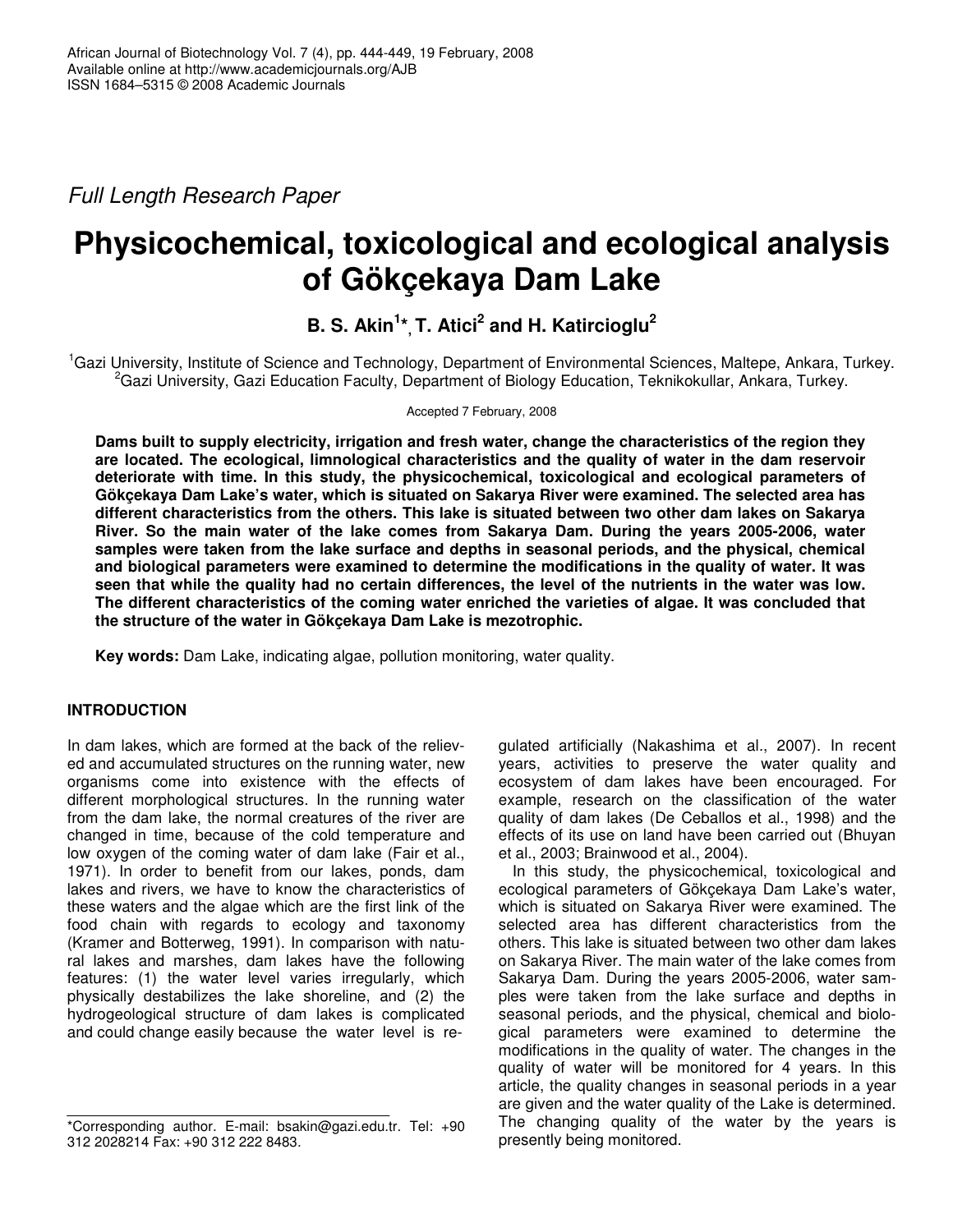*Full Length Research Paper*

# Physicochemical, toxicological and ecological analysis of Gökçekaya Dam Lake

**B. S. Akin[1]*, T. Atici[2] and H. Katircioglu[2]**

[1]Gazi University, Institute of Science and Technology, Department of Environmental Sciences, Maltepe, Ankara, Turkey.
[2]Gazi University, Gazi Education Faculty, Department of Biology Education, Teknikokullar, Ankara, Turkey.

Accepted 7 February, 2008

**Dams built to supply electricity, irrigation and fresh water, change the characteristics of the region they are located. The ecological, limnological characteristics and the quality of water in the dam reservoir deteriorate with time. In this study, the physicochemical, toxicological and ecological parameters of Gökçekaya Dam Lake's water, which is situated on Sakarya River were examined. The selected area has different characteristics from the others. This lake is situated between two other dam lakes on Sakarya River. So the main water of the lake comes from Sakarya Dam. During the years 2005-2006, water samples were taken from the lake surface and depths in seasonal periods, and the physical, chemical and biological parameters were examined to determine the modifications in the quality of water. It was seen that while the quality had no certain differences, the level of the nutrients in the water was low. The different characteristics of the coming water enriched the varieties of algae. It was concluded that the structure of the water in Gökçekaya Dam Lake is mezotrophic.**

**Key words:** Dam Lake, indicating algae, pollution monitoring, water quality.

## INTRODUCTION

In dam lakes, which are formed at the back of the relieved and accumulated structures on the running water, new organisms come into existence with the effects of different morphological structures. In the running water from the dam lake, the normal creatures of the river are changed in time, because of the cold temperature and low oxygen of the coming water of dam lake (Fair et al., 1971). In order to benefit from our lakes, ponds, dam lakes and rivers, we have to know the characteristics of these waters and the algae which are the first link of the food chain with regards to ecology and taxonomy (Kramer and Botterweg, 1991). In comparison with natural lakes and marshes, dam lakes have the following features: (1) the water level varies irregularly, which physically destabilizes the lake shoreline, and (2) the hydrogeological structure of dam lakes is complicated and could change easily because the water level is regulated artificially (Nakashima et al., 2007). In recent years, activities to preserve the water quality and ecosystem of dam lakes have been encouraged. For example, research on the classification of the water quality of dam lakes (De Ceballos et al., 1998) and the effects of its use on land have been carried out (Bhuyan et al., 2003; Brainwood et al., 2004).

In this study, the physicochemical, toxicological and ecological parameters of Gökçekaya Dam Lake's water, which is situated on Sakarya River were examined. The selected area has different characteristics from the others. This lake is situated between two other dam lakes on Sakarya River. The main water of the lake comes from Sakarya Dam. During the years 2005-2006, water samples were taken from the lake surface and depths in seasonal periods, and the physical, chemical and biological parameters were examined to determine the modifications in the quality of water. The changes in the quality of water will be monitored for 4 years. In this article, the quality changes in seasonal periods in a year are given and the water quality of the Lake is determined. The changing quality of the water by the years is presently being monitored.

*Corresponding author. E-mail: bsakin@gazi.edu.tr. Tel: +90 312 2028214 Fax: +90 312 222 8483.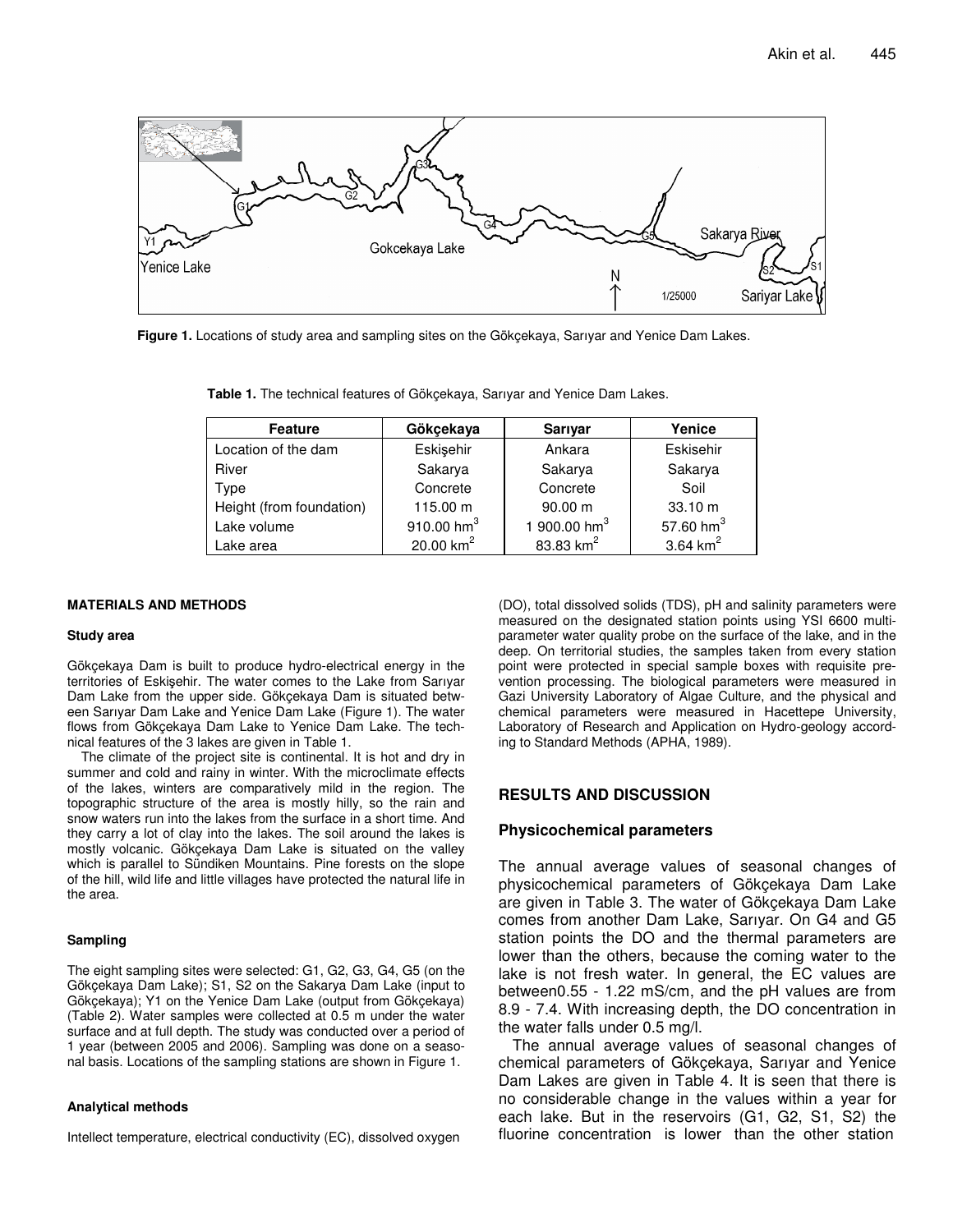**Figure 1.** Locations of study area and sampling sites on the Gökçekaya, Sarıyar and Yenice Dam Lakes.

**Table 1.** The technical features of Gökçekaya, Sarıyar and Yenice Dam Lakes.

| Feature | Gökçekaya | Sarıyar | Yenice |
|---|---|---|---|
| Location of the dam | Eskişehir | Ankara | Eskisehir |
| River | Sakarya | Sakarya | Sakarya |
| Type | Concrete | Concrete | Soil |
| Height (from foundation) | 115.00 m | 90.00 m | 33.10 m |
| Lake volume | 910.00 $hm^3$ | 1 900.00 $hm^3$ | 57.60 $hm^3$ |
| Lake area | 20.00 $km^2$ | 83.83 $km^2$ | 3.64 $km^2$ |

#### MATERIALS AND METHODS

##### Study area

Gökçekaya Dam is built to produce hydro-electrical energy in the territories of Eskişehir. The water comes to the Lake from Sarıyar Dam Lake from the upper side. Gökçekaya Dam is situated between Sarıyar Dam Lake and Yenice Dam Lake (Figure 1). The water flows from Gökçekaya Dam Lake to Yenice Dam Lake. The technical features of the 3 lakes are given in Table 1.

The climate of the project site is continental. It is hot and dry in summer and cold and rainy in winter. With the microclimate effects of the lakes, winters are comparatively mild in the region. The topographic structure of the area is mostly hilly, so the rain and snow waters run into the lakes from the surface in a short time. And they carry a lot of clay into the lakes. The soil around the lakes is mostly volcanic. Gökçekaya Dam Lake is situated on the valley which is parallel to Sündiken Mountains. Pine forests on the slope of the hill, wild life and little villages have protected the natural life in the area.

##### Sampling

The eight sampling sites were selected: G1, G2, G3, G4, G5 (on the Gökçekaya Dam Lake); S1, S2 on the Sakarya Dam Lake (input to Gökçekaya); Y1 on the Yenice Dam Lake (output from Gökçekaya) (Table 2). Water samples were collected at 0.5 m under the water surface and at full depth. The study was conducted over a period of 1 year (between 2005 and 2006). Sampling was done on a seasonal basis. Locations of the sampling stations are shown in Figure 1.

##### Analytical methods

Intellect temperature, electrical conductivity (EC), dissolved oxygen (DO), total dissolved solids (TDS), pH and salinity parameters were measured on the designated station points using YSI 6600 multi-parameter water quality probe on the surface of the lake, and in the deep. On territorial studies, the samples taken from every station point were protected in special sample boxes with requisite prevention processing. The biological parameters were measured in Gazi University Laboratory of Algae Culture, and the physical and chemical parameters were measured in Hacettepe University, Laboratory of Research and Application on Hydro-geology according to Standard Methods (APHA, 1989).

## RESULTS AND DISCUSSION

### Physicochemical parameters

The annual average values of seasonal changes of physicochemical parameters of Gõkçekaya Dam Lake are given in Table 3. The water of Gökçekaya Dam Lake comes from another Dam Lake, Sarıyar. On G4 and G5 station points the DO and the thermal parameters are lower than the others, because the coming water to the lake is not fresh water. In general, the EC values are between0.55 - 1.22 mS/cm, and the pH values are from 8.9 - 7.4. With increasing depth, the DO concentration in the water falls under 0.5 mg/l.

The annual average values of seasonal changes of chemical parameters of Gökçekaya, Sarıyar and Yenice Dam Lakes are given in Table 4. It is seen that there is no considerable change in the values within a year for each lake. But in the reservoirs (G1, G2, S1, S2) the fluorine concentration is lower than the other station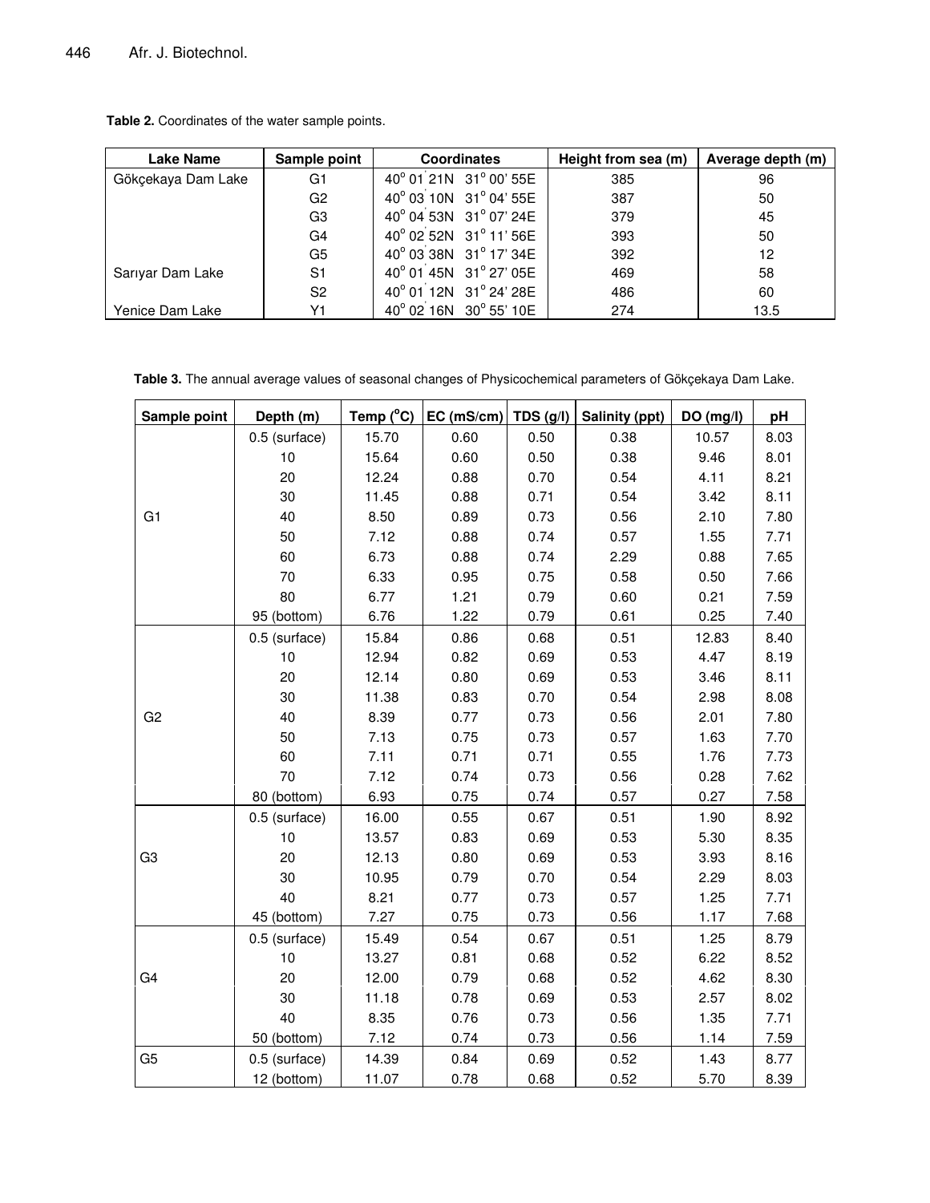**Table 2.** Coordinates of the water sample points.

| Lake Name | Sample point | Coordinates | Height from sea (m) | Average depth (m) |
|---|---|---|---|---|
| Gökçekaya Dam Lake | G1 | 40° 01' 21N 31° 00' 55E | 385 | 96 |
| | G2 | 40° 03' 10N 31° 04' 55E | 387 | 50 |
| | G3 | 40° 04' 53N 31° 07' 24E | 379 | 45 |
| | G4 | 40° 02' 52N 31° 11' 56E | 393 | 50 |
| | G5 | 40° 03' 38N 31° 17' 34E | 392 | 12 |
| Sarıyar Dam Lake | S1 | 40° 01' 45N 31° 27' 05E | 469 | 58 |
| | S2 | 40° 01' 12N 31° 24' 28E | 486 | 60 |
| Yenice Dam Lake | Y1 | 40° 02' 16N 30° 55' 10E | 274 | 13.5 |

**Table 3.** The annual average values of seasonal changes of Physicochemical parameters of Gökçekaya Dam Lake.

| Sample point | Depth (m) | Temp (°C) | EC (mS/cm) | TDS (g/l) | Salinity (ppt) | DO (mg/l) | pH |
|---|---|---|---|---|---|---|---|
| G1 | 0.5 (surface) | 15.70 | 0.60 | 0.50 | 0.38 | 10.57 | 8.03 |
| | 10 | 15.64 | 0.60 | 0.50 | 0.38 | 9.46 | 8.01 |
| | 20 | 12.24 | 0.88 | 0.70 | 0.54 | 4.11 | 8.21 |
| | 30 | 11.45 | 0.88 | 0.71 | 0.54 | 3.42 | 8.11 |
| | 40 | 8.50 | 0.89 | 0.73 | 0.56 | 2.10 | 7.80 |
| | 50 | 7.12 | 0.88 | 0.74 | 0.57 | 1.55 | 7.71 |
| | 60 | 6.73 | 0.88 | 0.74 | 2.29 | 0.88 | 7.65 |
| | 70 | 6.33 | 0.95 | 0.75 | 0.58 | 0.50 | 7.66 |
| | 80 | 6.77 | 1.21 | 0.79 | 0.60 | 0.21 | 7.59 |
| | 95 (bottom) | 6.76 | 1.22 | 0.79 | 0.61 | 0.25 | 7.40 |
| G2 | 0.5 (surface) | 15.84 | 0.86 | 0.68 | 0.51 | 12.83 | 8.40 |
| | 10 | 12.94 | 0.82 | 0.69 | 0.53 | 4.47 | 8.19 |
| | 20 | 12.14 | 0.80 | 0.69 | 0.53 | 3.46 | 8.11 |
| | 30 | 11.38 | 0.83 | 0.70 | 0.54 | 2.98 | 8.08 |
| | 40 | 8.39 | 0.77 | 0.73 | 0.56 | 2.01 | 7.80 |
| | 50 | 7.13 | 0.75 | 0.73 | 0.57 | 1.63 | 7.70 |
| | 60 | 7.11 | 0.71 | 0.71 | 0.55 | 1.76 | 7.73 |
| | 70 | 7.12 | 0.74 | 0.73 | 0.56 | 0.28 | 7.62 |
| | 80 (bottom) | 6.93 | 0.75 | 0.74 | 0.57 | 0.27 | 7.58 |
| G3 | 0.5 (surface) | 16.00 | 0.55 | 0.67 | 0.51 | 1.90 | 8.92 |
| | 10 | 13.57 | 0.83 | 0.69 | 0.53 | 5.30 | 8.35 |
| | 20 | 12.13 | 0.80 | 0.69 | 0.53 | 3.93 | 8.16 |
| | 30 | 10.95 | 0.79 | 0.70 | 0.54 | 2.29 | 8.03 |
| | 40 | 8.21 | 0.77 | 0.73 | 0.57 | 1.25 | 7.71 |
| | 45 (bottom) | 7.27 | 0.75 | 0.73 | 0.56 | 1.17 | 7.68 |
| G4 | 0.5 (surface) | 15.49 | 0.54 | 0.67 | 0.51 | 1.25 | 8.79 |
| | 10 | 13.27 | 0.81 | 0.68 | 0.52 | 6.22 | 8.52 |
| | 20 | 12.00 | 0.79 | 0.68 | 0.52 | 4.62 | 8.30 |
| | 30 | 11.18 | 0.78 | 0.69 | 0.53 | 2.57 | 8.02 |
| | 40 | 8.35 | 0.76 | 0.73 | 0.56 | 1.35 | 7.71 |
| | 50 (bottom) | 7.12 | 0.74 | 0.73 | 0.56 | 1.14 | 7.59 |
| G5 | 0.5 (surface) | 14.39 | 0.84 | 0.69 | 0.52 | 1.43 | 8.77 |
| | 12 (bottom) | 11.07 | 0.78 | 0.68 | 0.52 | 5.70 | 8.39 |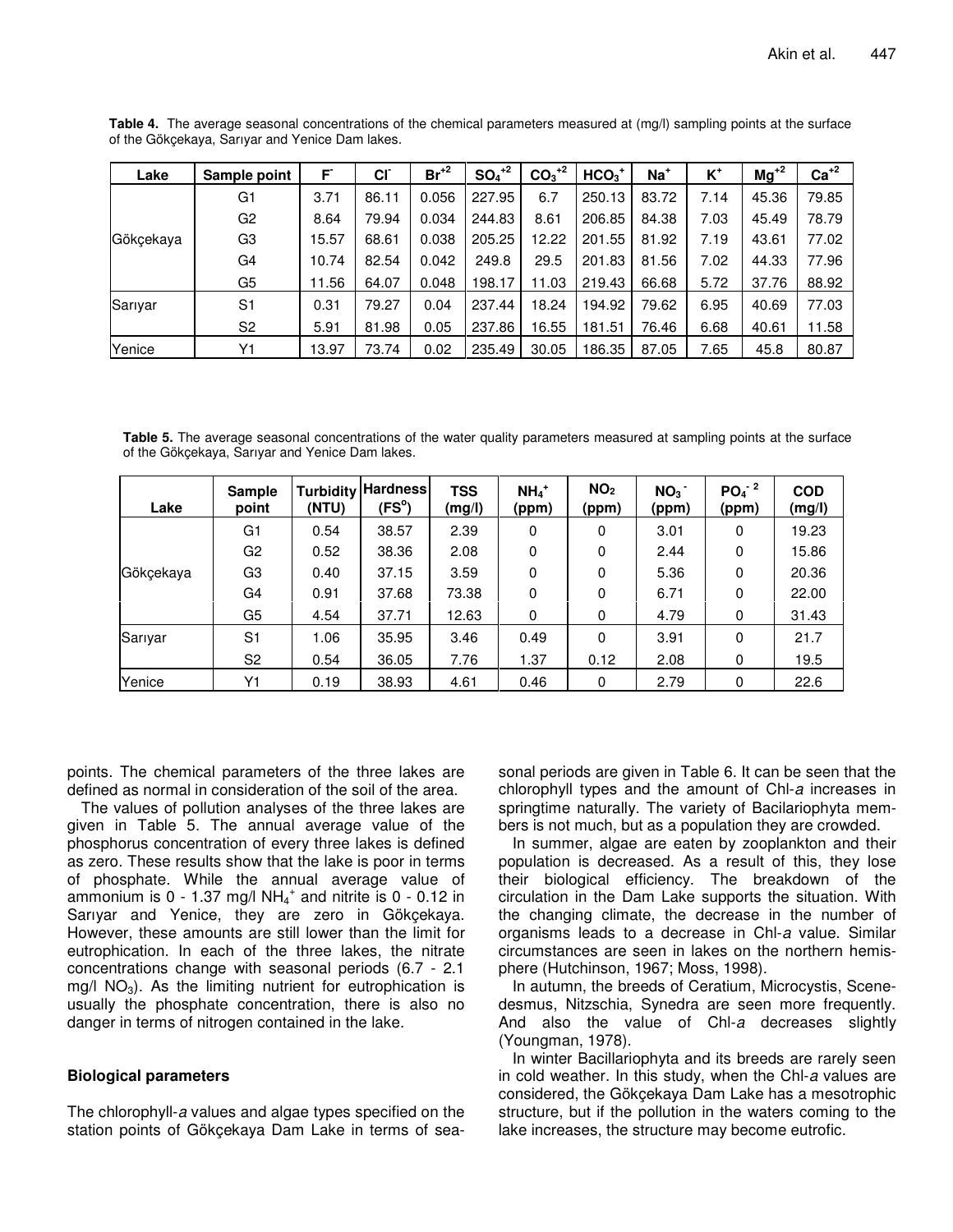**Table 4.** The average seasonal concentrations of the chemical parameters measured at (mg/l) sampling points at the surface of the Gökçekaya, Sarıyar and Yenice Dam lakes.

| Lake | Sample point | $F^-$ | $Cl^-$ | $Br^{+2}$ | $SO_4^{+2}$ | $CO_3^{+2}$ | $HCO_3^+$ | $Na^+$ | $K^+$ | $Mg^{+2}$ | $Ca^{+2}$ |
|---|---|---|---|---|---|---|---|---|---|---|---|
| Gökçekaya | G1 | 3.71 | 86.11 | 0.056 | 227.95 | 6.7 | 250.13 | 83.72 | 7.14 | 45.36 | 79.85 |
| | G2 | 8.64 | 79.94 | 0.034 | 244.83 | 8.61 | 206.85 | 84.38 | 7.03 | 45.49 | 78.79 |
| | G3 | 15.57 | 68.61 | 0.038 | 205.25 | 12.22 | 201.55 | 81.92 | 7.19 | 43.61 | 77.02 |
| | G4 | 10.74 | 82.54 | 0.042 | 249.8 | 29.5 | 201.83 | 81.56 | 7.02 | 44.33 | 77.96 |
| | G5 | 11.56 | 64.07 | 0.048 | 198.17 | 11.03 | 219.43 | 66.68 | 5.72 | 37.76 | 88.92 |
| Sarıyar | S1 | 0.31 | 79.27 | 0.04 | 237.44 | 18.24 | 194.92 | 79.62 | 6.95 | 40.69 | 77.03 |
| | S2 | 5.91 | 81.98 | 0.05 | 237.86 | 16.55 | 181.51 | 76.46 | 6.68 | 40.61 | 11.58 |
| Yenice | Y1 | 13.97 | 73.74 | 0.02 | 235.49 | 30.05 | 186.35 | 87.05 | 7.65 | 45.8 | 80.87 |

**Table 5.** The average seasonal concentrations of the water quality parameters measured at sampling points at the surface of the Gökçekaya, Sarıyar and Yenice Dam lakes.

| Lake | Sample point | Turbidity (NTU) | Hardness (FS°) | TSS (mg/l) | $NH_4^+$ (ppm) | $NO_2$ (ppm) | $NO_3^-$ (ppm) | $PO_4^{-2}$ (ppm) | COD (mg/l) |
|---|---|---|---|---|---|---|---|---|---|
| Gökçekaya | G1 | 0.54 | 38.57 | 2.39 | 0 | 0 | 3.01 | 0 | 19.23 |
| | G2 | 0.52 | 38.36 | 2.08 | 0 | 0 | 2.44 | 0 | 15.86 |
| | G3 | 0.40 | 37.15 | 3.59 | 0 | 0 | 5.36 | 0 | 20.36 |
| | G4 | 0.91 | 37.68 | 73.38 | 0 | 0 | 6.71 | 0 | 22.00 |
| | G5 | 4.54 | 37.71 | 12.63 | 0 | 0 | 4.79 | 0 | 31.43 |
| Sarıyar | S1 | 1.06 | 35.95 | 3.46 | 0.49 | 0 | 3.91 | 0 | 21.7 |
| | S2 | 0.54 | 36.05 | 7.76 | 1.37 | 0.12 | 2.08 | 0 | 19.5 |
| Yenice | Y1 | 0.19 | 38.93 | 4.61 | 0.46 | 0 | 2.79 | 0 | 22.6 |

points. The chemical parameters of the three lakes are defined as normal in consideration of the soil of the area.

The values of pollution analyses of the three lakes are given in Table 5. The annual average value of the phosphorus concentration of every three lakes is defined as zero. These results show that the lake is poor in terms of phosphate. While the annual average value of ammonium is 0 - 1.37 mg/l $NH_4^+$ and nitrite is 0 - 0.12 in Sarıyar and Yenice, they are zero in Gökçekaya. However, these amounts are still lower than the limit for eutrophication. In each of the three lakes, the nitrate concentrations change with seasonal periods (6.7 - 2.1 mg/l $NO_3$). As the limiting nutrient for eutrophication is usually the phosphate concentration, there is also no danger in terms of nitrogen contained in the lake.

### Biological parameters

The chlorophyll-*a* values and algae types specified on the station points of Gökçekaya Dam Lake in terms of seasonal periods are given in Table 6. It can be seen that the chlorophyll types and the amount of Chl-*a* increases in springtime naturally. The variety of Bacilariophyta members is not much, but as a population they are crowded.

In summer, algae are eaten by zooplankton and their population is decreased. As a result of this, they lose their biological efficiency. The breakdown of the circulation in the Dam Lake supports the situation. With the changing climate, the decrease in the number of organisms leads to a decrease in Chl-*a* value. Similar circumstances are seen in lakes on the northern hemisphere (Hutchinson, 1967; Moss, 1998).

In autumn, the breeds of Ceratium, Microcystis, Scenedesmus, Nitzschia, Synedra are seen more frequently. And also the value of Chl-*a* decreases slightly (Youngman, 1978).

In winter Bacillariophyta and its breeds are rarely seen in cold weather. In this study, when the Chl-*a* values are considered, the Gökçekaya Dam Lake has a mesotrophic structure, but if the pollution in the waters coming to the lake increases, the structure may become eutrofic.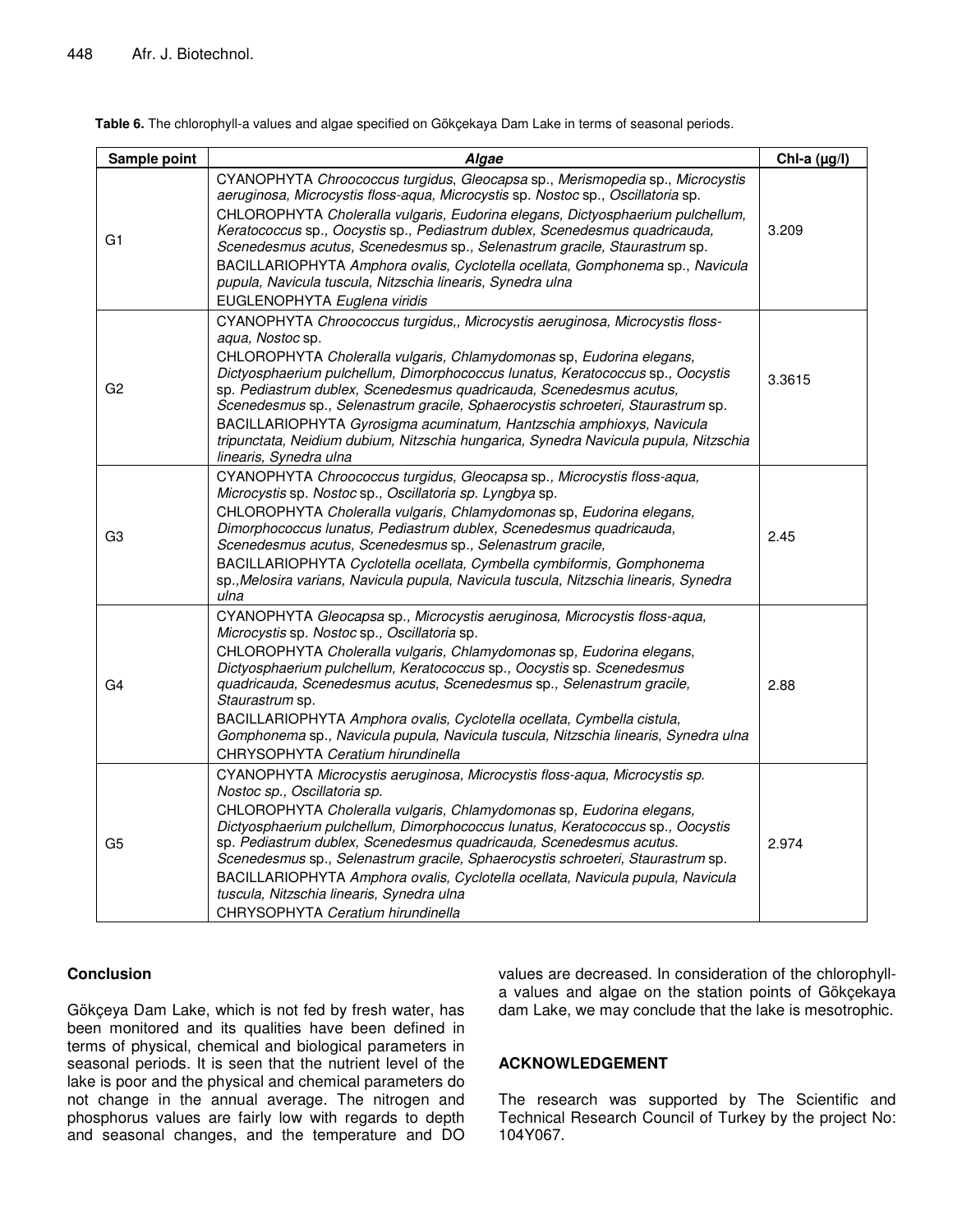**Table 6.** The chlorophyll-a values and algae specified on Gökçekaya Dam Lake in terms of seasonal periods.

| Sample point | *Algae* | Chl-a (µg/l) |
|---|---|---|
| G1 | CYANOPHYTA *Chroococcus turgidus*, *Gleocapsa* sp., *Merismopedia* sp., *Microcystis aeruginosa, Microcystis floss-aqua, Microcystis* sp. *Nostoc* sp., *Oscillatoria* sp.<br>CHLOROPHYTA *Choleralla vulgaris, Eudorina elegans, Dictyosphaerium pulchellum, Keratococcus* sp., *Oocystis* sp., *Pediastrum dublex, Scenedesmus quadricauda, Scenedesmus acutus, Scenedesmus* sp., *Selenastrum gracile, Staurastrum* sp.<br>BACILLARIOPHYTA *Amphora ovalis, Cyclotella ocellata, Gomphonema* sp., *Navicula pupula, Navicula tuscula, Nitzschia linearis, Synedra ulna*<br>EUGLENOPHYTA *Euglena viridis* | 3.209 |
| G2 | CYANOPHYTA *Chroococcus turgidus,, Microcystis aeruginosa, Microcystis floss-aqua, Nostoc* sp.<br>CHLOROPHYTA *Choleralla vulgaris, Chlamydomonas* sp, *Eudorina elegans, Dictyosphaerium pulchellum, Dimorphococcus lunatus, Keratococcus* sp., *Oocystis* sp. *Pediastrum dublex, Scenedesmus quadricauda, Scenedesmus acutus, Scenedesmus* sp., *Selenastrum gracile, Sphaerocystis schroeteri, Staurastrum* sp.<br>BACILLARIOPHYTA *Gyrosigma acuminatum, Hantzschia amphioxys, Navicula tripunctata, Neidium dubium, Nitzschia hungarica, Synedra Navicula pupula, Nitzschia linearis, Synedra ulna* | 3.3615 |
| G3 | CYANOPHYTA *Chroococcus turgidus, Gleocapsa* sp., *Microcystis floss-aqua, Microcystis* sp. *Nostoc* sp., *Oscillatoria sp. Lyngbya* sp.<br>CHLOROPHYTA *Choleralla vulgaris, Chlamydomonas* sp, *Eudorina elegans, Dimorphococcus lunatus, Pediastrum dublex, Scenedesmus quadricauda, Scenedesmus acutus, Scenedesmus* sp., *Selenastrum gracile,*<br>BACILLARIOPHYTA *Cyclotella ocellata, Cymbella cymbiformis, Gomphonema* sp.,*Melosira varians, Navicula pupula, Navicula tuscula, Nitzschia linearis, Synedra ulna* | 2.45 |
| G4 | CYANOPHYTA *Gleocapsa* sp., *Microcystis aeruginosa, Microcystis floss-aqua, Microcystis* sp. *Nostoc* sp., *Oscillatoria* sp.<br>CHLOROPHYTA *Choleralla vulgaris, Chlamydomonas* sp, *Eudorina elegans, Dictyosphaerium pulchellum, Keratococcus* sp., *Oocystis* sp. *Scenedesmus quadricauda, Scenedesmus acutus, Scenedesmus* sp., *Selenastrum gracile, Staurastrum* sp.<br>BACILLARIOPHYTA *Amphora ovalis, Cyclotella ocellata, Cymbella cistula, Gomphonema* sp., *Navicula pupula, Navicula tuscula, Nitzschia linearis, Synedra ulna*<br>CHRYSOPHYTA *Ceratium hirundinella* | 2.88 |
| G5 | CYANOPHYTA *Microcystis aeruginosa, Microcystis floss-aqua, Microcystis sp. Nostoc sp., Oscillatoria sp.*<br>CHLOROPHYTA *Choleralla vulgaris, Chlamydomonas* sp, *Eudorina elegans, Dictyosphaerium pulchellum, Dimorphococcus lunatus, Keratococcus* sp., *Oocystis* sp. *Pediastrum dublex, Scenedesmus quadricauda, Scenedesmus acutus. Scenedesmus* sp., *Selenastrum gracile, Sphaerocystis schroeteri, Staurastrum* sp.<br>BACILLARIOPHYTA *Amphora ovalis, Cyclotella ocellata, Navicula pupula, Navicula tuscula, Nitzschia linearis, Synedra ulna*<br>CHRYSOPHYTA *Ceratium hirundinella* | 2.974 |

## Conclusion

Gökçeya Dam Lake, which is not fed by fresh water, has been monitored and its qualities have been defined in terms of physical, chemical and biological parameters in seasonal periods. It is seen that the nutrient level of the lake is poor and the physical and chemical parameters do not change in the annual average. The nitrogen and phosphorus values are fairly low with regards to depth and seasonal changes, and the temperature and DO values are decreased. In consideration of the chlorophyll-a values and algae on the station points of Gökçekaya dam Lake, we may conclude that the lake is mesotrophic.

## ACKNOWLEDGEMENT

The research was supported by The Scientific and Technical Research Council of Turkey by the project No: 104Y067.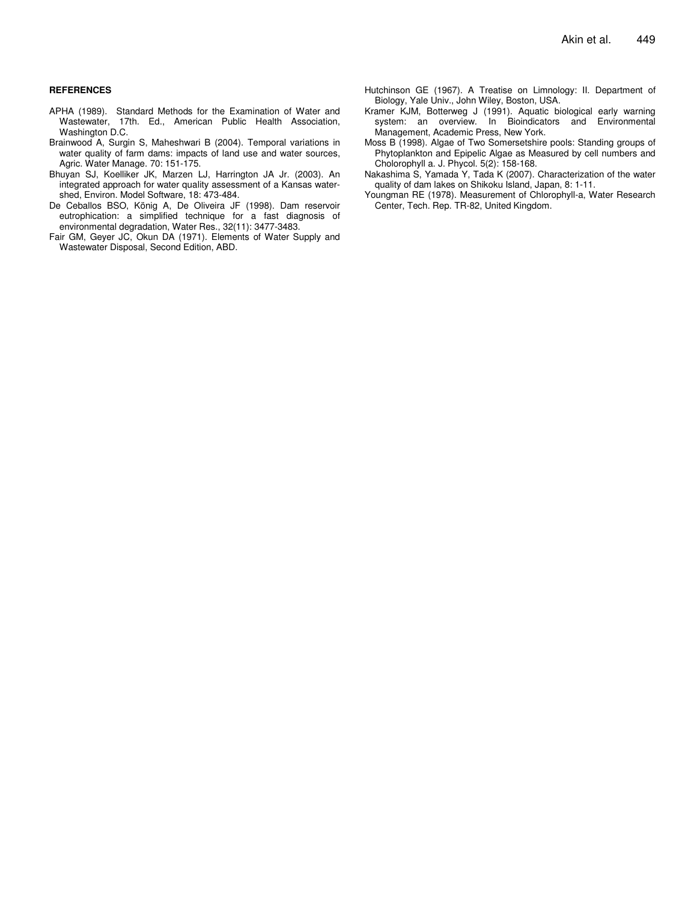## REFERENCES

APHA (1989). Standard Methods for the Examination of Water and Wastewater, 17th. Ed., American Public Health Association, Washington D.C.

Brainwood A, Surgin S, Maheshwari B (2004). Temporal variations in water quality of farm dams: impacts of land use and water sources, Agric. Water Manage. 70: 151-175.

Bhuyan SJ, Koelliker JK, Marzen LJ, Harrington JA Jr. (2003). An integrated approach for water quality assessment of a Kansas watershed, Environ. Model Software, 18: 473-484.

De Ceballos BSO, Kõnig A, De Oliveira JF (1998). Dam reservoir eutrophication: a simplified technique for a fast diagnosis of environmental degradation, Water Res., 32(11): 3477-3483.

Fair GM, Geyer JC, Okun DA (1971). Elements of Water Supply and Wastewater Disposal, Second Edition, ABD.

Hutchinson GE (1967). A Treatise on Limnology: II. Department of Biology, Yale Univ., John Wiley, Boston, USA.

Kramer KJM, Botterweg J (1991). Aquatic biological early warning system: an overview. In Bioindicators and Environmental Management, Academic Press, New York.

Moss B (1998). Algae of Two Somersetshire pools: Standing groups of Phytoplankton and Epipelic Algae as Measured by cell numbers and Cholorophyll a. J. Phycol. 5(2): 158-168.

Nakashima S, Yamada Y, Tada K (2007). Characterization of the water quality of dam lakes on Shikoku Island, Japan, 8: 1-11.

Youngman RE (1978). Measurement of Chlorophyll-a, Water Research Center, Tech. Rep. TR-82, United Kingdom.